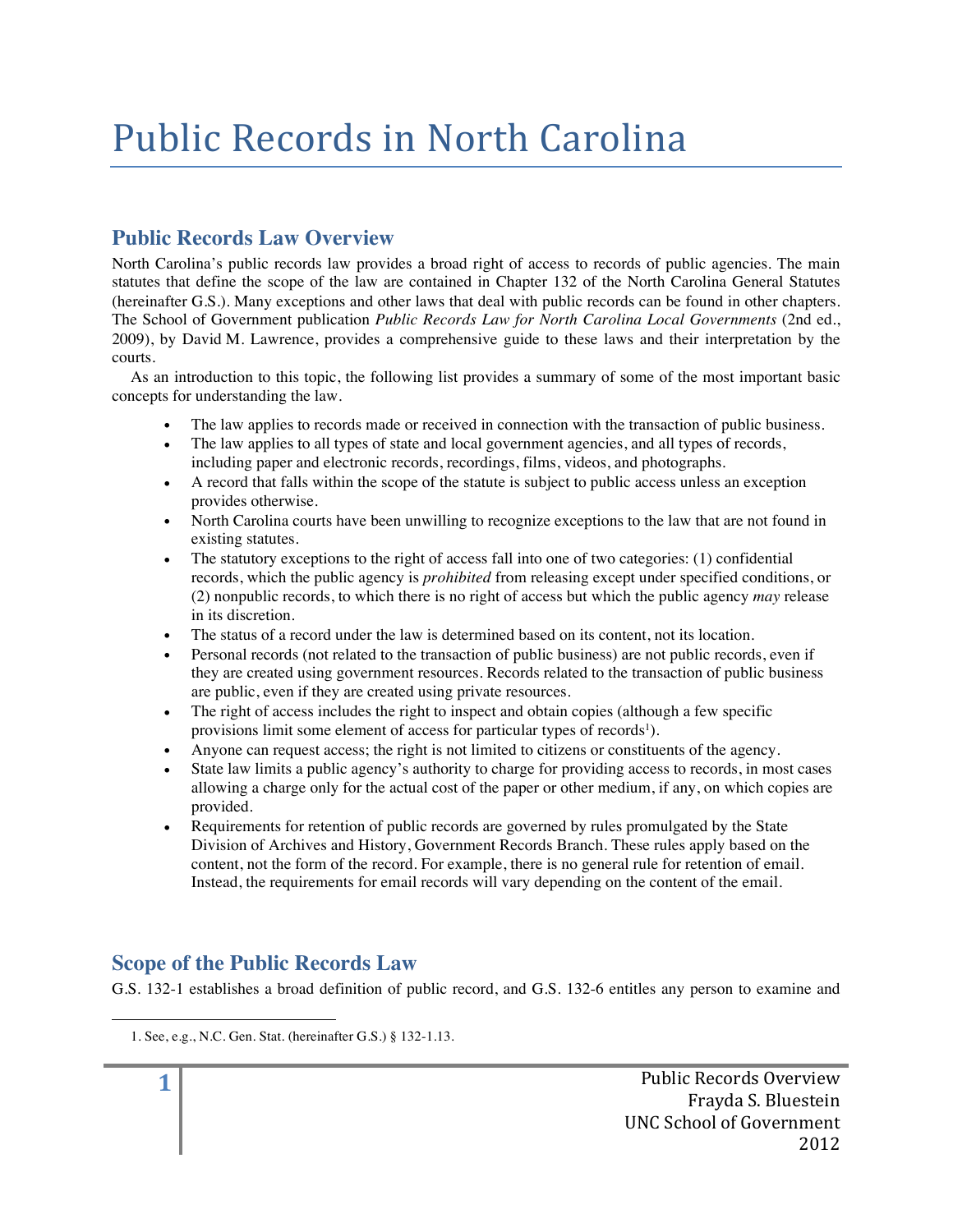# Public Records in North Carolina

## Public Records Law Overview

North Carolina's public records law provides a broad right of access to records of public agencies. The main statutes that define the scope of the law are contained in Chapter 132 of the North Carolina General Statutes (hereinafter G.S.). Many exceptions and other laws that deal with public records can be found in other chapters. The School of Government publication *Public Records Law for North Carolina Local Governments* (2nd ed., 2009), by David M. Lawrence, provides a comprehensive guide to these laws and their interpretation by the courts.

As an introduction to this topic, the following list provides a summary of some of the most important basic concepts for understanding the law.

- The law applies to records made or received in connection with the transaction of public business.
- The law applies to all types of state and local government agencies, and all types of records, including paper and electronic records, recordings, films, videos, and photographs.
- A record that falls within the scope of the statute is subject to public access unless an exception provides otherwise.
- North Carolina courts have been unwilling to recognize exceptions to the law that are not found in existing statutes.
- The statutory exceptions to the right of access fall into one of two categories: (1) confidential records, which the public agency is *prohibited* from releasing except under specified conditions, or (2) nonpublic records, to which there is no right of access but which the public agency *may* release in its discretion.
- The status of a record under the law is determined based on its content, not its location.
- Personal records (not related to the transaction of public business) are not public records, even if they are created using government resources. Records related to the transaction of public business are public, even if they are created using private resources.
- The right of access includes the right to inspect and obtain copies (although a few specific provisions limit some element of access for particular types of records[1]).
- Anyone can request access; the right is not limited to citizens or constituents of the agency.
- State law limits a public agency's authority to charge for providing access to records, in most cases allowing a charge only for the actual cost of the paper or other medium, if any, on which copies are provided.
- Requirements for retention of public records are governed by rules promulgated by the State Division of Archives and History, Government Records Branch. These rules apply based on the content, not the form of the record. For example, there is no general rule for retention of email. Instead, the requirements for email records will vary depending on the content of the email.

## Scope of the Public Records Law

G.S. 132-1 establishes a broad definition of public record, and G.S. 132-6 entitles any person to examine and

1. See, e.g., N.C. Gen. Stat. (hereinafter G.S.) § 132-1.13.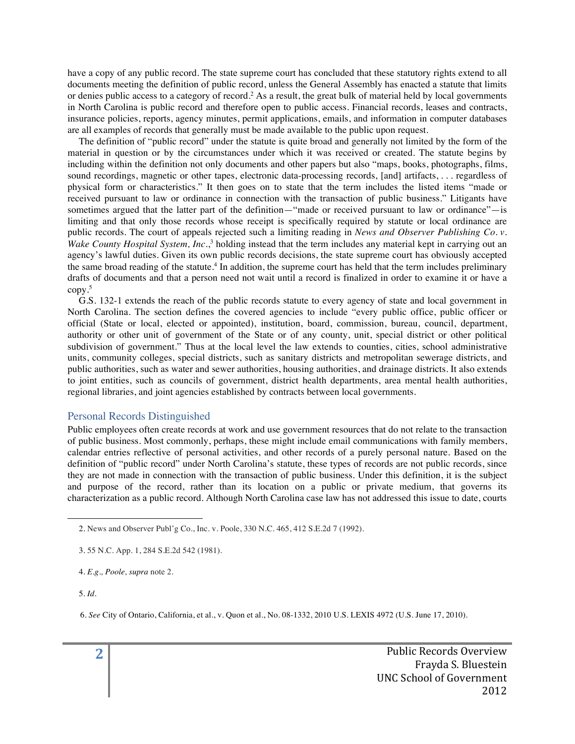have a copy of any public record. The state supreme court has concluded that these statutory rights extend to all documents meeting the definition of public record, unless the General Assembly has enacted a statute that limits or denies public access to a category of record.[2] As a result, the great bulk of material held by local governments in North Carolina is public record and therefore open to public access. Financial records, leases and contracts, insurance policies, reports, agency minutes, permit applications, emails, and information in computer databases are all examples of records that generally must be made available to the public upon request.

The definition of "public record" under the statute is quite broad and generally not limited by the form of the material in question or by the circumstances under which it was received or created. The statute begins by including within the definition not only documents and other papers but also "maps, books, photographs, films, sound recordings, magnetic or other tapes, electronic data-processing records, [and] artifacts, . . . regardless of physical form or characteristics." It then goes on to state that the term includes the listed items "made or received pursuant to law or ordinance in connection with the transaction of public business." Litigants have sometimes argued that the latter part of the definition—"made or received pursuant to law or ordinance"—is limiting and that only those records whose receipt is specifically required by statute or local ordinance are public records. The court of appeals rejected such a limiting reading in *News and Observer Publishing Co. v. Wake County Hospital System, Inc.*,[3] holding instead that the term includes any material kept in carrying out an agency's lawful duties. Given its own public records decisions, the state supreme court has obviously accepted the same broad reading of the statute.[4] In addition, the supreme court has held that the term includes preliminary drafts of documents and that a person need not wait until a record is finalized in order to examine it or have a copy.[5]

G.S. 132-1 extends the reach of the public records statute to every agency of state and local government in North Carolina. The section defines the covered agencies to include "every public office, public officer or official (State or local, elected or appointed), institution, board, commission, bureau, council, department, authority or other unit of government of the State or of any county, unit, special district or other political subdivision of government." Thus at the local level the law extends to counties, cities, school administrative units, community colleges, special districts, such as sanitary districts and metropolitan sewerage districts, and public authorities, such as water and sewer authorities, housing authorities, and drainage districts. It also extends to joint entities, such as councils of government, district health departments, area mental health authorities, regional libraries, and joint agencies established by contracts between local governments.

## Personal Records Distinguished

Public employees often create records at work and use government resources that do not relate to the transaction of public business. Most commonly, perhaps, these might include email communications with family members, calendar entries reflective of personal activities, and other records of a purely personal nature. Based on the definition of "public record" under North Carolina's statute, these types of records are not public records, since they are not made in connection with the transaction of public business. Under this definition, it is the subject and purpose of the record, rather than its location on a public or private medium, that governs its characterization as a public record. Although North Carolina case law has not addressed this issue to date, courts

---

2. News and Observer Publ'g Co., Inc. v. Poole, 330 N.C. 465, 412 S.E.2d 7 (1992).

3. 55 N.C. App. 1, 284 S.E.2d 542 (1981).

4. *E.g., Poole, supra* note 2.

5. *Id.*

6. *See* City of Ontario, California, et al., v. Quon et al., No. 08-1332, 2010 U.S. LEXIS 4972 (U.S. June 17, 2010).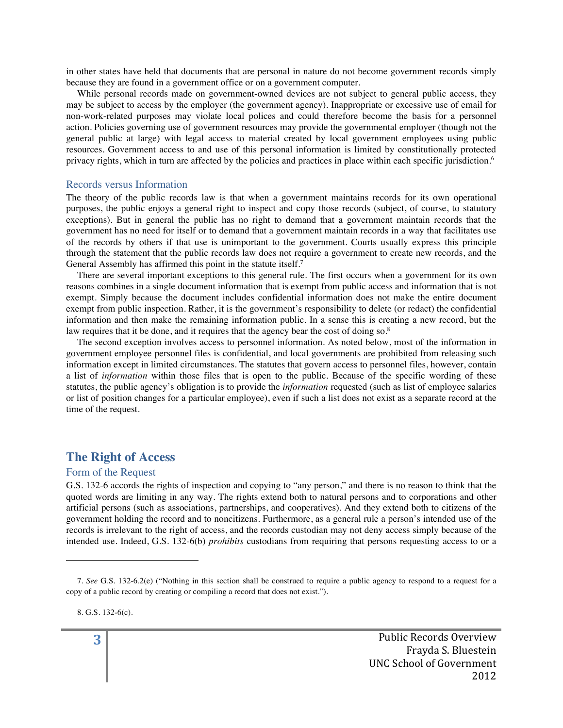in other states have held that documents that are personal in nature do not become government records simply because they are found in a government office or on a government computer.

While personal records made on government-owned devices are not subject to general public access, they may be subject to access by the employer (the government agency). Inappropriate or excessive use of email for non-work-related purposes may violate local polices and could therefore become the basis for a personnel action. Policies governing use of government resources may provide the governmental employer (though not the general public at large) with legal access to material created by local government employees using public resources. Government access to and use of this personal information is limited by constitutionally protected privacy rights, which in turn are affected by the policies and practices in place within each specific jurisdiction.[6]

### Records versus Information

The theory of the public records law is that when a government maintains records for its own operational purposes, the public enjoys a general right to inspect and copy those records (subject, of course, to statutory exceptions). But in general the public has no right to demand that a government maintain records that the government has no need for itself or to demand that a government maintain records in a way that facilitates use of the records by others if that use is unimportant to the government. Courts usually express this principle through the statement that the public records law does not require a government to create new records, and the General Assembly has affirmed this point in the statute itself.[7]

There are several important exceptions to this general rule. The first occurs when a government for its own reasons combines in a single document information that is exempt from public access and information that is not exempt. Simply because the document includes confidential information does not make the entire document exempt from public inspection. Rather, it is the government's responsibility to delete (or redact) the confidential information and then make the remaining information public. In a sense this is creating a new record, but the law requires that it be done, and it requires that the agency bear the cost of doing so.[8]

The second exception involves access to personnel information. As noted below, most of the information in government employee personnel files is confidential, and local governments are prohibited from releasing such information except in limited circumstances. The statutes that govern access to personnel files, however, contain a list of *information* within those files that is open to the public. Because of the specific wording of these statutes, the public agency's obligation is to provide the *information* requested (such as list of employee salaries or list of position changes for a particular employee), even if such a list does not exist as a separate record at the time of the request.

## The Right of Access

### Form of the Request

G.S. 132-6 accords the rights of inspection and copying to "any person," and there is no reason to think that the quoted words are limiting in any way. The rights extend both to natural persons and to corporations and other artificial persons (such as associations, partnerships, and cooperatives). And they extend both to citizens of the government holding the record and to noncitizens. Furthermore, as a general rule a person's intended use of the records is irrelevant to the right of access, and the records custodian may not deny access simply because of the intended use. Indeed, G.S. 132-6(b) *prohibits* custodians from requiring that persons requesting access to or a

---

7. *See* G.S. 132-6.2(e) ("Nothing in this section shall be construed to require a public agency to respond to a request for a copy of a public record by creating or compiling a record that does not exist.").

8. G.S. 132-6(c).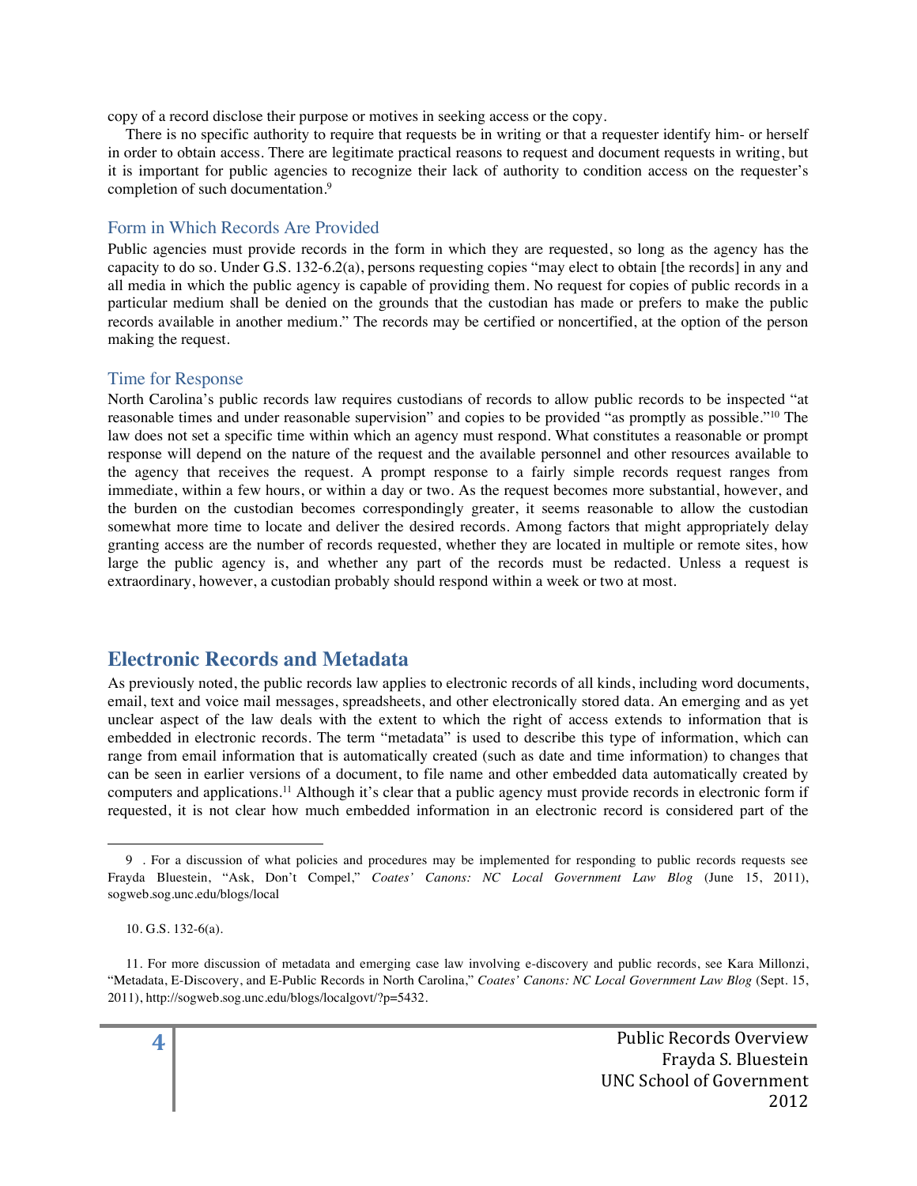copy of a record disclose their purpose or motives in seeking access or the copy.

There is no specific authority to require that requests be in writing or that a requester identify him- or herself in order to obtain access. There are legitimate practical reasons to request and document requests in writing, but it is important for public agencies to recognize their lack of authority to condition access on the requester's completion of such documentation.[9]

### Form in Which Records Are Provided

Public agencies must provide records in the form in which they are requested, so long as the agency has the capacity to do so. Under G.S. 132-6.2(a), persons requesting copies "may elect to obtain [the records] in any and all media in which the public agency is capable of providing them. No request for copies of public records in a particular medium shall be denied on the grounds that the custodian has made or prefers to make the public records available in another medium." The records may be certified or noncertified, at the option of the person making the request.

### Time for Response

North Carolina's public records law requires custodians of records to allow public records to be inspected "at reasonable times and under reasonable supervision" and copies to be provided "as promptly as possible."[10] The law does not set a specific time within which an agency must respond. What constitutes a reasonable or prompt response will depend on the nature of the request and the available personnel and other resources available to the agency that receives the request. A prompt response to a fairly simple records request ranges from immediate, within a few hours, or within a day or two. As the request becomes more substantial, however, and the burden on the custodian becomes correspondingly greater, it seems reasonable to allow the custodian somewhat more time to locate and deliver the desired records. Among factors that might appropriately delay granting access are the number of records requested, whether they are located in multiple or remote sites, how large the public agency is, and whether any part of the records must be redacted. Unless a request is extraordinary, however, a custodian probably should respond within a week or two at most.

## Electronic Records and Metadata

As previously noted, the public records law applies to electronic records of all kinds, including word documents, email, text and voice mail messages, spreadsheets, and other electronically stored data. An emerging and as yet unclear aspect of the law deals with the extent to which the right of access extends to information that is embedded in electronic records. The term "metadata" is used to describe this type of information, which can range from email information that is automatically created (such as date and time information) to changes that can be seen in earlier versions of a document, to file name and other embedded data automatically created by computers and applications.[11] Although it's clear that a public agency must provide records in electronic form if requested, it is not clear how much embedded information in an electronic record is considered part of the

---

9 . For a discussion of what policies and procedures may be implemented for responding to public records requests see Frayda Bluestein, "Ask, Don't Compel," *Coates' Canons: NC Local Government Law Blog* (June 15, 2011), sogweb.sog.unc.edu/blogs/local

10. G.S. 132-6(a).

11. For more discussion of metadata and emerging case law involving e-discovery and public records, see Kara Millonzi, "Metadata, E-Discovery, and E-Public Records in North Carolina," *Coates' Canons: NC Local Government Law Blog* (Sept. 15, 2011), http://sogweb.sog.unc.edu/blogs/localgovt/?p=5432.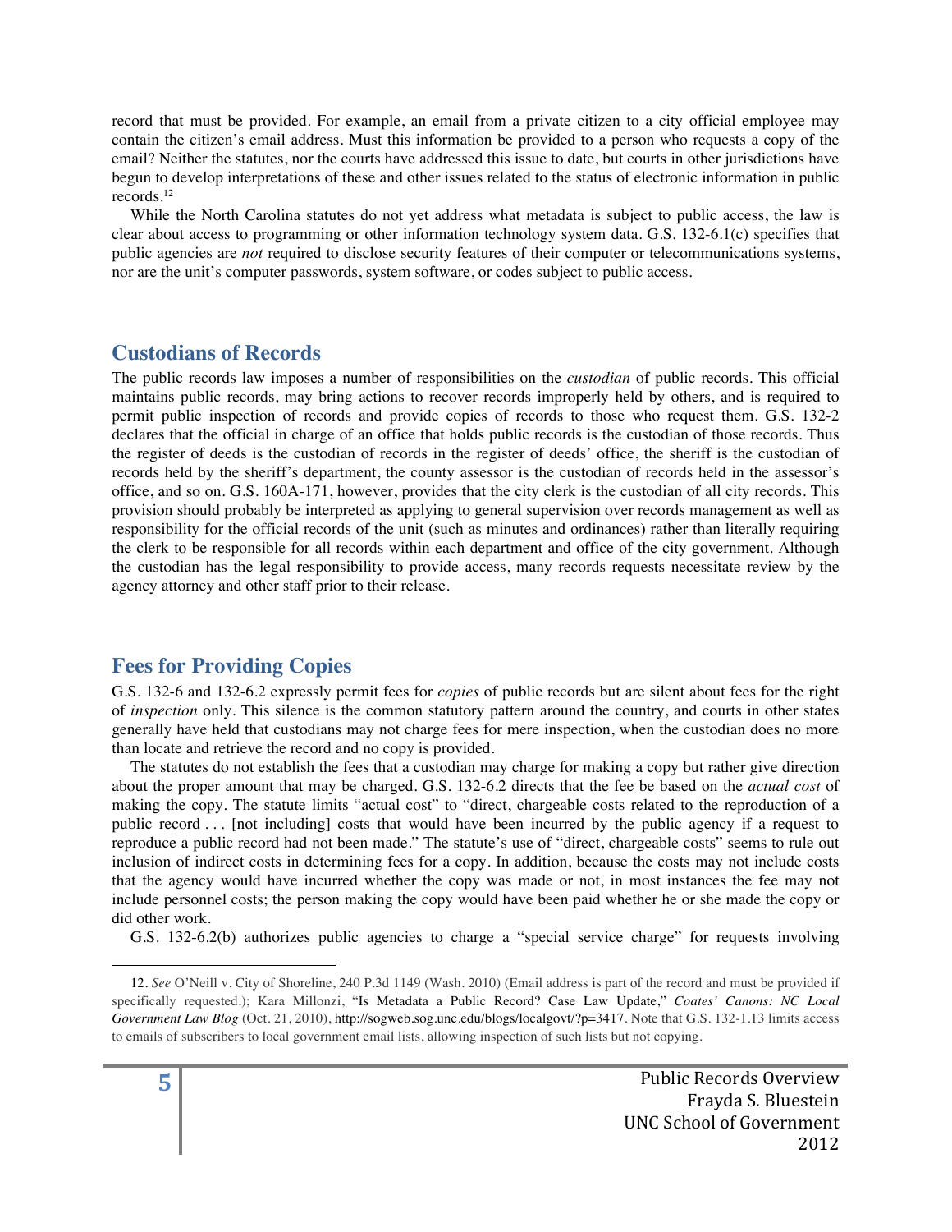record that must be provided. For example, an email from a private citizen to a city official employee may contain the citizen's email address. Must this information be provided to a person who requests a copy of the email? Neither the statutes, nor the courts have addressed this issue to date, but courts in other jurisdictions have begun to develop interpretations of these and other issues related to the status of electronic information in public records.[12]

While the North Carolina statutes do not yet address what metadata is subject to public access, the law is clear about access to programming or other information technology system data. G.S. 132-6.1(c) specifies that public agencies are *not* required to disclose security features of their computer or telecommunications systems, nor are the unit's computer passwords, system software, or codes subject to public access.

## Custodians of Records

The public records law imposes a number of responsibilities on the *custodian* of public records. This official maintains public records, may bring actions to recover records improperly held by others, and is required to permit public inspection of records and provide copies of records to those who request them. G.S. 132-2 declares that the official in charge of an office that holds public records is the custodian of those records. Thus the register of deeds is the custodian of records in the register of deeds' office, the sheriff is the custodian of records held by the sheriff's department, the county assessor is the custodian of records held in the assessor's office, and so on. G.S. 160A-171, however, provides that the city clerk is the custodian of all city records. This provision should probably be interpreted as applying to general supervision over records management as well as responsibility for the official records of the unit (such as minutes and ordinances) rather than literally requiring the clerk to be responsible for all records within each department and office of the city government. Although the custodian has the legal responsibility to provide access, many records requests necessitate review by the agency attorney and other staff prior to their release.

## Fees for Providing Copies

G.S. 132-6 and 132-6.2 expressly permit fees for *copies* of public records but are silent about fees for the right of *inspection* only. This silence is the common statutory pattern around the country, and courts in other states generally have held that custodians may not charge fees for mere inspection, when the custodian does no more than locate and retrieve the record and no copy is provided.

The statutes do not establish the fees that a custodian may charge for making a copy but rather give direction about the proper amount that may be charged. G.S. 132-6.2 directs that the fee be based on the *actual cost* of making the copy. The statute limits "actual cost" to "direct, chargeable costs related to the reproduction of a public record . . . [not including] costs that would have been incurred by the public agency if a request to reproduce a public record had not been made." The statute's use of "direct, chargeable costs" seems to rule out inclusion of indirect costs in determining fees for a copy. In addition, because the costs may not include costs that the agency would have incurred whether the copy was made or not, in most instances the fee may not include personnel costs; the person making the copy would have been paid whether he or she made the copy or did other work.

G.S. 132-6.2(b) authorizes public agencies to charge a "special service charge" for requests involving

---

12. *See* O'Neill v. City of Shoreline, 240 P.3d 1149 (Wash. 2010) (Email address is part of the record and must be provided if specifically requested.); Kara Millonzi, "Is Metadata a Public Record? Case Law Update," *Coates' Canons: NC Local Government Law Blog* (Oct. 21, 2010), http://sogweb.sog.unc.edu/blogs/localgovt/?p=3417. Note that G.S. 132-1.13 limits access to emails of subscribers to local government email lists, allowing inspection of such lists but not copying.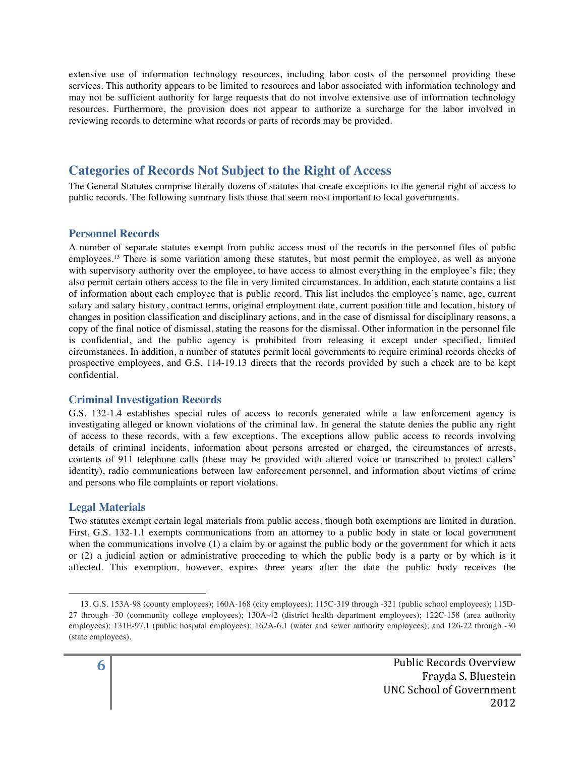extensive use of information technology resources, including labor costs of the personnel providing these services. This authority appears to be limited to resources and labor associated with information technology and may not be sufficient authority for large requests that do not involve extensive use of information technology resources. Furthermore, the provision does not appear to authorize a surcharge for the labor involved in reviewing records to determine what records or parts of records may be provided.

## Categories of Records Not Subject to the Right of Access

The General Statutes comprise literally dozens of statutes that create exceptions to the general right of access to public records. The following summary lists those that seem most important to local governments.

### Personnel Records

A number of separate statutes exempt from public access most of the records in the personnel files of public employees.[13] There is some variation among these statutes, but most permit the employee, as well as anyone with supervisory authority over the employee, to have access to almost everything in the employee's file; they also permit certain others access to the file in very limited circumstances. In addition, each statute contains a list of information about each employee that is public record. This list includes the employee's name, age, current salary and salary history, contract terms, original employment date, current position title and location, history of changes in position classification and disciplinary actions, and in the case of dismissal for disciplinary reasons, a copy of the final notice of dismissal, stating the reasons for the dismissal. Other information in the personnel file is confidential, and the public agency is prohibited from releasing it except under specified, limited circumstances. In addition, a number of statutes permit local governments to require criminal records checks of prospective employees, and G.S. 114-19.13 directs that the records provided by such a check are to be kept confidential.

### Criminal Investigation Records

G.S. 132-1.4 establishes special rules of access to records generated while a law enforcement agency is investigating alleged or known violations of the criminal law. In general the statute denies the public any right of access to these records, with a few exceptions. The exceptions allow public access to records involving details of criminal incidents, information about persons arrested or charged, the circumstances of arrests, contents of 911 telephone calls (these may be provided with altered voice or transcribed to protect callers' identity), radio communications between law enforcement personnel, and information about victims of crime and persons who file complaints or report violations.

### Legal Materials

Two statutes exempt certain legal materials from public access, though both exemptions are limited in duration. First, G.S. 132-1.1 exempts communications from an attorney to a public body in state or local government when the communications involve (1) a claim by or against the public body or the government for which it acts or (2) a judicial action or administrative proceeding to which the public body is a party or by which is it affected. This exemption, however, expires three years after the date the public body receives the

---

13. G.S. 153A-98 (county employees); 160A-168 (city employees); 115C-319 through -321 (public school employees); 115D-27 through -30 (community college employees); 130A-42 (district health department employees); 122C-158 (area authority employees); 131E-97.1 (public hospital employees); 162A-6.1 (water and sewer authority employees); and 126-22 through -30 (state employees).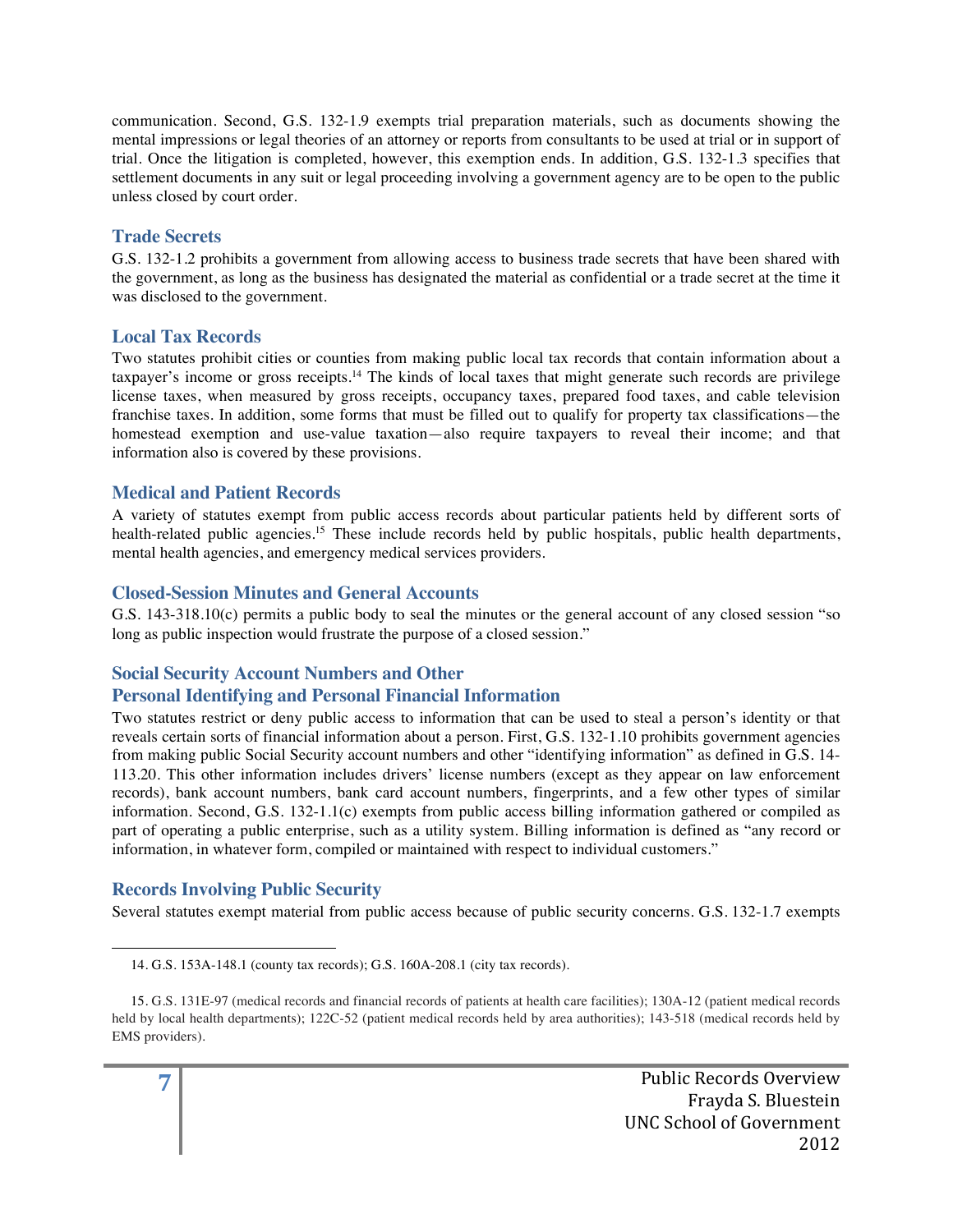communication. Second, G.S. 132-1.9 exempts trial preparation materials, such as documents showing the mental impressions or legal theories of an attorney or reports from consultants to be used at trial or in support of trial. Once the litigation is completed, however, this exemption ends. In addition, G.S. 132-1.3 specifies that settlement documents in any suit or legal proceeding involving a government agency are to be open to the public unless closed by court order.

### Trade Secrets

G.S. 132-1.2 prohibits a government from allowing access to business trade secrets that have been shared with the government, as long as the business has designated the material as confidential or a trade secret at the time it was disclosed to the government.

### Local Tax Records

Two statutes prohibit cities or counties from making public local tax records that contain information about a taxpayer's income or gross receipts.[14] The kinds of local taxes that might generate such records are privilege license taxes, when measured by gross receipts, occupancy taxes, prepared food taxes, and cable television franchise taxes. In addition, some forms that must be filled out to qualify for property tax classifications—the homestead exemption and use-value taxation—also require taxpayers to reveal their income; and that information also is covered by these provisions.

### Medical and Patient Records

A variety of statutes exempt from public access records about particular patients held by different sorts of health-related public agencies.[15] These include records held by public hospitals, public health departments, mental health agencies, and emergency medical services providers.

### Closed-Session Minutes and General Accounts

G.S. 143-318.10(c) permits a public body to seal the minutes or the general account of any closed session "so long as public inspection would frustrate the purpose of a closed session."

### Social Security Account Numbers and Other Personal Identifying and Personal Financial Information

Two statutes restrict or deny public access to information that can be used to steal a person's identity or that reveals certain sorts of financial information about a person. First, G.S. 132-1.10 prohibits government agencies from making public Social Security account numbers and other "identifying information" as defined in G.S. 14-113.20. This other information includes drivers' license numbers (except as they appear on law enforcement records), bank account numbers, bank card account numbers, fingerprints, and a few other types of similar information. Second, G.S. 132-1.1(c) exempts from public access billing information gathered or compiled as part of operating a public enterprise, such as a utility system. Billing information is defined as "any record or information, in whatever form, compiled or maintained with respect to individual customers."

### Records Involving Public Security

Several statutes exempt material from public access because of public security concerns. G.S. 132-1.7 exempts

---

14. G.S. 153A-148.1 (county tax records); G.S. 160A-208.1 (city tax records).

15. G.S. 131E-97 (medical records and financial records of patients at health care facilities); 130A-12 (patient medical records held by local health departments); 122C-52 (patient medical records held by area authorities); 143-518 (medical records held by EMS providers).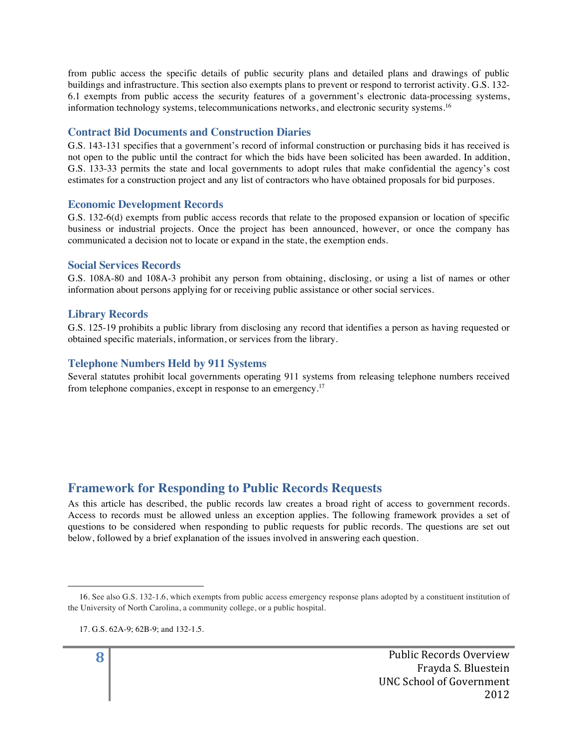from public access the specific details of public security plans and detailed plans and drawings of public buildings and infrastructure. This section also exempts plans to prevent or respond to terrorist activity. G.S. 132-6.1 exempts from public access the security features of a government's electronic data-processing systems, information technology systems, telecommunications networks, and electronic security systems.[16]

### Contract Bid Documents and Construction Diaries

G.S. 143-131 specifies that a government's record of informal construction or purchasing bids it has received is not open to the public until the contract for which the bids have been solicited has been awarded. In addition, G.S. 133-33 permits the state and local governments to adopt rules that make confidential the agency's cost estimates for a construction project and any list of contractors who have obtained proposals for bid purposes.

### Economic Development Records

G.S. 132-6(d) exempts from public access records that relate to the proposed expansion or location of specific business or industrial projects. Once the project has been announced, however, or once the company has communicated a decision not to locate or expand in the state, the exemption ends.

### Social Services Records

G.S. 108A-80 and 108A-3 prohibit any person from obtaining, disclosing, or using a list of names or other information about persons applying for or receiving public assistance or other social services.

### Library Records

G.S. 125-19 prohibits a public library from disclosing any record that identifies a person as having requested or obtained specific materials, information, or services from the library.

### Telephone Numbers Held by 911 Systems

Several statutes prohibit local governments operating 911 systems from releasing telephone numbers received from telephone companies, except in response to an emergency.[17]

## Framework for Responding to Public Records Requests

As this article has described, the public records law creates a broad right of access to government records. Access to records must be allowed unless an exception applies. The following framework provides a set of questions to be considered when responding to public requests for public records. The questions are set out below, followed by a brief explanation of the issues involved in answering each question.

---

16. See also G.S. 132-1.6, which exempts from public access emergency response plans adopted by a constituent institution of the University of North Carolina, a community college, or a public hospital.

17. G.S. 62A-9; 62B-9; and 132-1.5.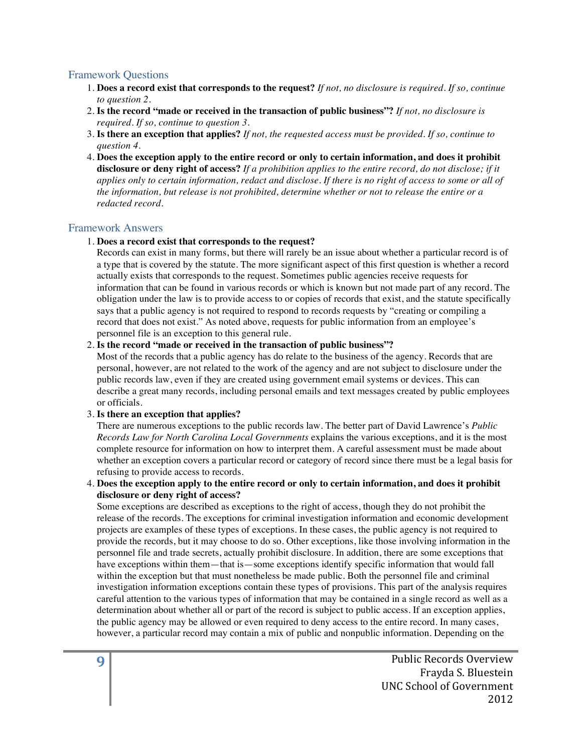## Framework Questions

1. **Does a record exist that corresponds to the request?** *If not, no disclosure is required. If so, continue to question 2.*
2. **Is the record "made or received in the transaction of public business"?** *If not, no disclosure is required. If so, continue to question 3.*
3. **Is there an exception that applies?** *If not, the requested access must be provided. If so, continue to question 4.*
4. **Does the exception apply to the entire record or only to certain information, and does it prohibit disclosure or deny right of access?** *If a prohibition applies to the entire record, do not disclose; if it applies only to certain information, redact and disclose. If there is no right of access to some or all of the information, but release is not prohibited, determine whether or not to release the entire or a redacted record.*

## Framework Answers

1. **Does a record exist that corresponds to the request?**
   Records can exist in many forms, but there will rarely be an issue about whether a particular record is of a type that is covered by the statute. The more significant aspect of this first question is whether a record actually exists that corresponds to the request. Sometimes public agencies receive requests for information that can be found in various records or which is known but not made part of any record. The obligation under the law is to provide access to or copies of records that exist, and the statute specifically says that a public agency is not required to respond to records requests by "creating or compiling a record that does not exist." As noted above, requests for public information from an employee's personnel file is an exception to this general rule.
2. **Is the record "made or received in the transaction of public business"?**
   Most of the records that a public agency has do relate to the business of the agency. Records that are personal, however, are not related to the work of the agency and are not subject to disclosure under the public records law, even if they are created using government email systems or devices. This can describe a great many records, including personal emails and text messages created by public employees or officials.
3. **Is there an exception that applies?**
   There are numerous exceptions to the public records law. The better part of David Lawrence's *Public Records Law for North Carolina Local Governments* explains the various exceptions, and it is the most complete resource for information on how to interpret them. A careful assessment must be made about whether an exception covers a particular record or category of record since there must be a legal basis for refusing to provide access to records.
4. **Does the exception apply to the entire record or only to certain information, and does it prohibit disclosure or deny right of access?**
   Some exceptions are described as exceptions to the right of access, though they do not prohibit the release of the records. The exceptions for criminal investigation information and economic development projects are examples of these types of exceptions. In these cases, the public agency is not required to provide the records, but it may choose to do so. Other exceptions, like those involving information in the personnel file and trade secrets, actually prohibit disclosure. In addition, there are some exceptions that have exceptions within them—that is—some exceptions identify specific information that would fall within the exception but that must nonetheless be made public. Both the personnel file and criminal investigation information exceptions contain these types of provisions. This part of the analysis requires careful attention to the various types of information that may be contained in a single record as well as a determination about whether all or part of the record is subject to public access. If an exception applies, the public agency may be allowed or even required to deny access to the entire record. In many cases, however, a particular record may contain a mix of public and nonpublic information. Depending on the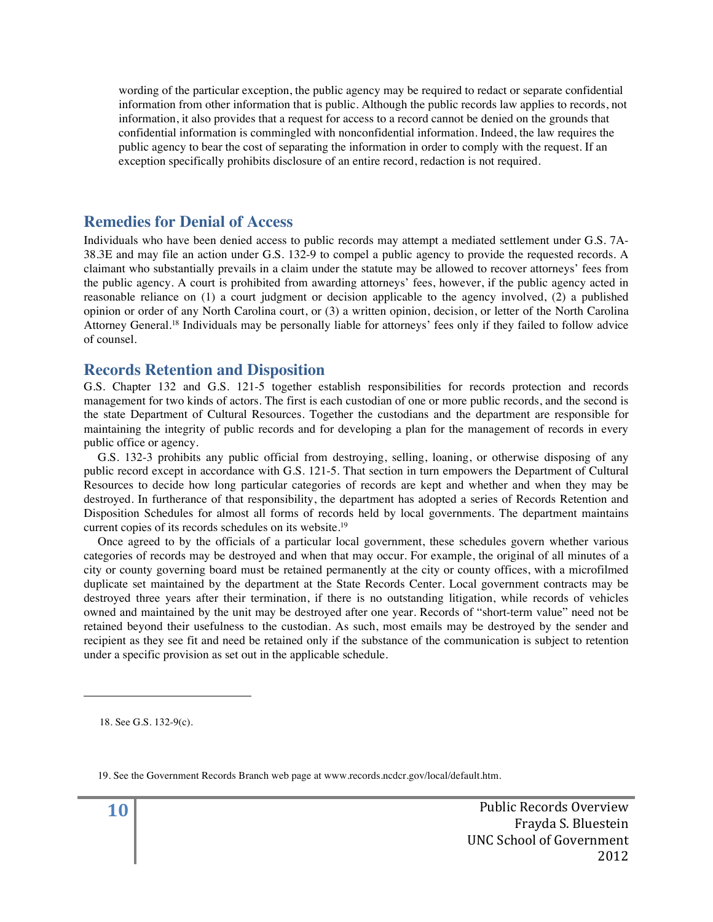wording of the particular exception, the public agency may be required to redact or separate confidential information from other information that is public. Although the public records law applies to records, not information, it also provides that a request for access to a record cannot be denied on the grounds that confidential information is commingled with nonconfidential information. Indeed, the law requires the public agency to bear the cost of separating the information in order to comply with the request. If an exception specifically prohibits disclosure of an entire record, redaction is not required.

## Remedies for Denial of Access

Individuals who have been denied access to public records may attempt a mediated settlement under G.S. 7A-38.3E and may file an action under G.S. 132-9 to compel a public agency to provide the requested records. A claimant who substantially prevails in a claim under the statute may be allowed to recover attorneys' fees from the public agency. A court is prohibited from awarding attorneys' fees, however, if the public agency acted in reasonable reliance on (1) a court judgment or decision applicable to the agency involved, (2) a published opinion or order of any North Carolina court, or (3) a written opinion, decision, or letter of the North Carolina Attorney General.[18] Individuals may be personally liable for attorneys' fees only if they failed to follow advice of counsel.

## Records Retention and Disposition

G.S. Chapter 132 and G.S. 121-5 together establish responsibilities for records protection and records management for two kinds of actors. The first is each custodian of one or more public records, and the second is the state Department of Cultural Resources. Together the custodians and the department are responsible for maintaining the integrity of public records and for developing a plan for the management of records in every public office or agency.

G.S. 132-3 prohibits any public official from destroying, selling, loaning, or otherwise disposing of any public record except in accordance with G.S. 121-5. That section in turn empowers the Department of Cultural Resources to decide how long particular categories of records are kept and whether and when they may be destroyed. In furtherance of that responsibility, the department has adopted a series of Records Retention and Disposition Schedules for almost all forms of records held by local governments. The department maintains current copies of its records schedules on its website.[19]

Once agreed to by the officials of a particular local government, these schedules govern whether various categories of records may be destroyed and when that may occur. For example, the original of all minutes of a city or county governing board must be retained permanently at the city or county offices, with a microfilmed duplicate set maintained by the department at the State Records Center. Local government contracts may be destroyed three years after their termination, if there is no outstanding litigation, while records of vehicles owned and maintained by the unit may be destroyed after one year. Records of "short-term value" need not be retained beyond their usefulness to the custodian. As such, most emails may be destroyed by the sender and recipient as they see fit and need be retained only if the substance of the communication is subject to retention under a specific provision as set out in the applicable schedule.

---

18. See G.S. 132-9(c).

19. See the Government Records Branch web page at www.records.ncdcr.gov/local/default.htm.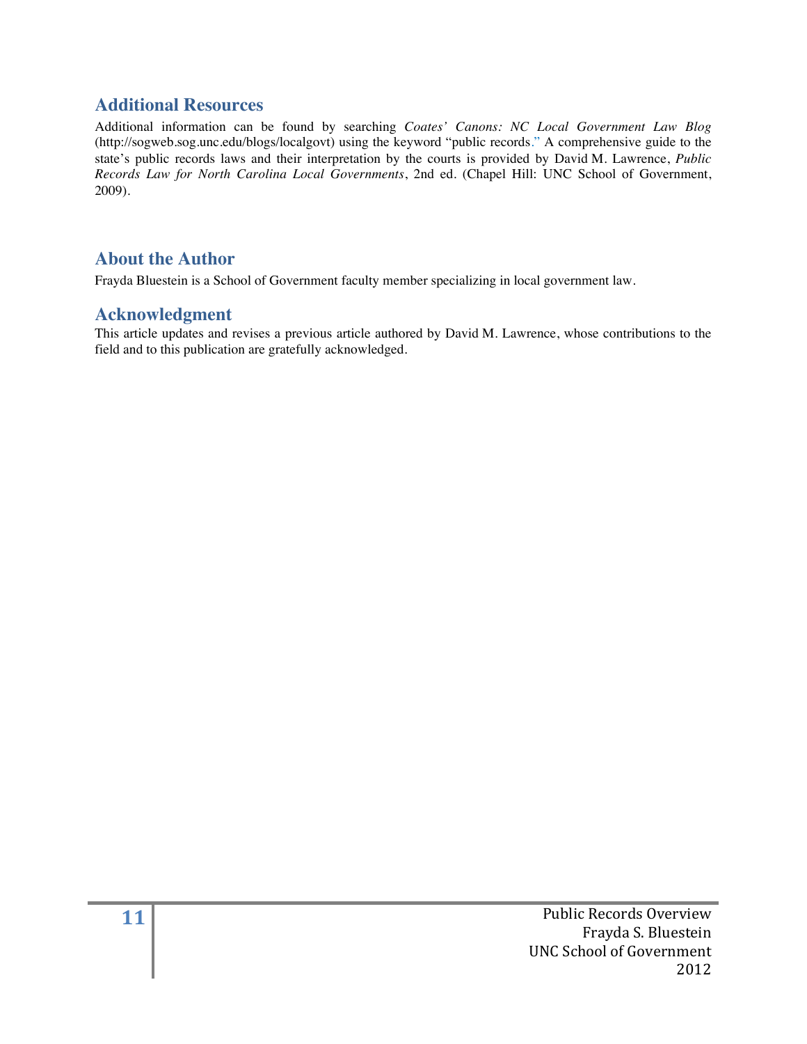## Additional Resources

Additional information can be found by searching *Coates' Canons: NC Local Government Law Blog* (http://sogweb.sog.unc.edu/blogs/localgovt) using the keyword "public records." A comprehensive guide to the state's public records laws and their interpretation by the courts is provided by David M. Lawrence, *Public Records Law for North Carolina Local Governments*, 2nd ed. (Chapel Hill: UNC School of Government, 2009).

## About the Author

Frayda Bluestein is a School of Government faculty member specializing in local government law.

## Acknowledgment

This article updates and revises a previous article authored by David M. Lawrence, whose contributions to the field and to this publication are gratefully acknowledged.